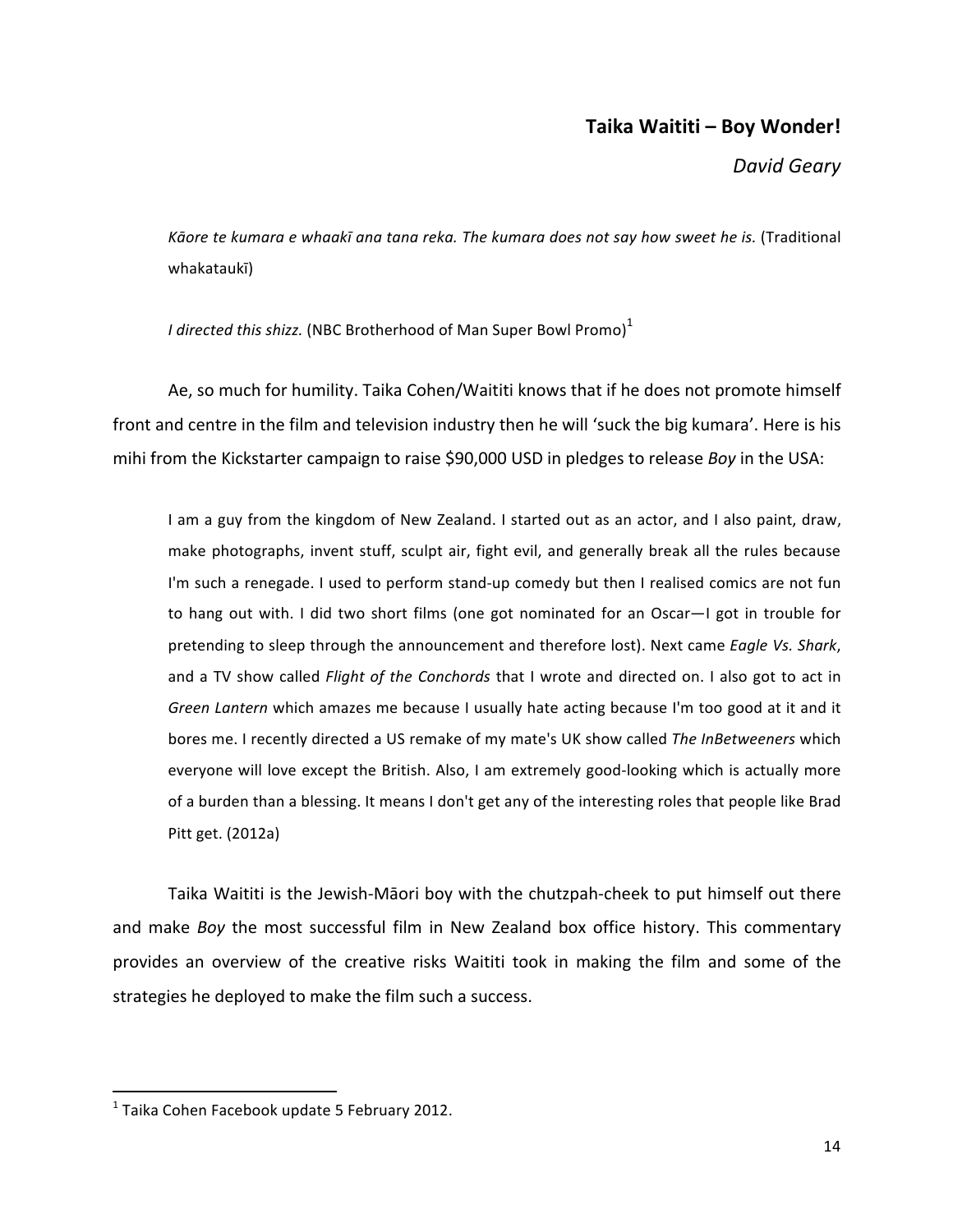# Taika Waititi – Boy Wonder!

*David Geary*

> *Kāore te kumara e whaakī ana tana reka. The kumara does not say how sweet he is.* (Traditional whakataukī)

> *I directed this shizz.* (NBC Brotherhood of Man Super Bowl Promo)[1]

Ae, so much for humility. Taika Cohen/Waititi knows that if he does not promote himself front and centre in the film and television industry then he will 'suck the big kumara'. Here is his mihi from the Kickstarter campaign to raise $90,000 USD in pledges to release *Boy* in the USA:

> I am a guy from the kingdom of New Zealand. I started out as an actor, and I also paint, draw, make photographs, invent stuff, sculpt air, fight evil, and generally break all the rules because I'm such a renegade. I used to perform stand-up comedy but then I realised comics are not fun to hang out with. I did two short films (one got nominated for an Oscar—I got in trouble for pretending to sleep through the announcement and therefore lost). Next came *Eagle Vs. Shark*, and a TV show called *Flight of the Conchords* that I wrote and directed on. I also got to act in *Green Lantern* which amazes me because I usually hate acting because I'm too good at it and it bores me. I recently directed a US remake of my mate's UK show called *The InBetweeners* which everyone will love except the British. Also, I am extremely good-looking which is actually more of a burden than a blessing. It means I don't get any of the interesting roles that people like Brad Pitt get. (2012a)

Taika Waititi is the Jewish-Māori boy with the chutzpah-cheek to put himself out there and make *Boy* the most successful film in New Zealand box office history. This commentary provides an overview of the creative risks Waititi took in making the film and some of the strategies he deployed to make the film such a success.

---

[1] Taika Cohen Facebook update 5 February 2012.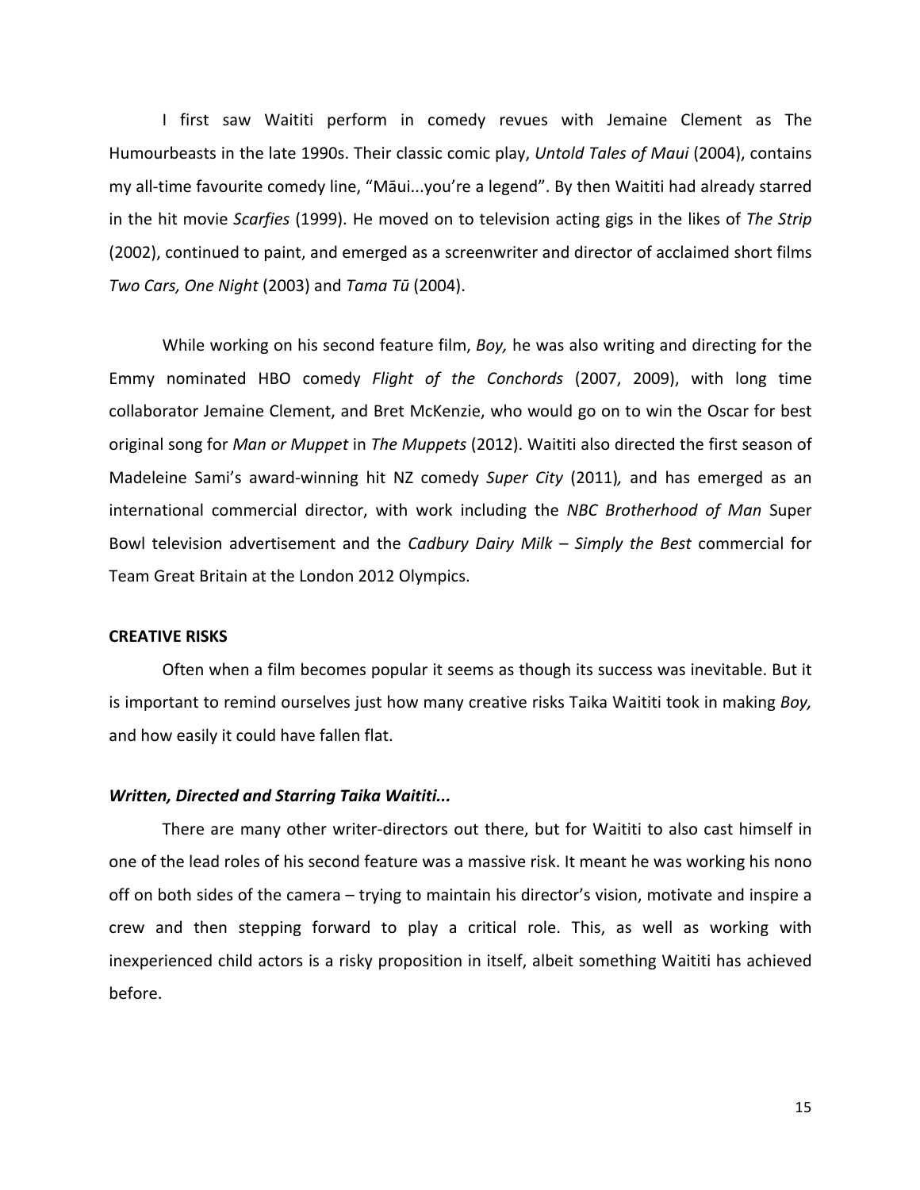I first saw Waititi perform in comedy revues with Jemaine Clement as The Humourbeasts in the late 1990s. Their classic comic play, *Untold Tales of Maui* (2004), contains my all-time favourite comedy line, "Māui...you're a legend". By then Waititi had already starred in the hit movie *Scarfies* (1999). He moved on to television acting gigs in the likes of *The Strip* (2002), continued to paint, and emerged as a screenwriter and director of acclaimed short films *Two Cars, One Night* (2003) and *Tama Tū* (2004).

While working on his second feature film, *Boy,* he was also writing and directing for the Emmy nominated HBO comedy *Flight of the Conchords* (2007, 2009), with long time collaborator Jemaine Clement, and Bret McKenzie, who would go on to win the Oscar for best original song for *Man or Muppet* in *The Muppets* (2012). Waititi also directed the first season of Madeleine Sami's award-winning hit NZ comedy *Super City* (2011)*,* and has emerged as an international commercial director, with work including the *NBC Brotherhood of Man* Super Bowl television advertisement and the *Cadbury Dairy Milk – Simply the Best* commercial for Team Great Britain at the London 2012 Olympics.

**CREATIVE RISKS**

Often when a film becomes popular it seems as though its success was inevitable. But it is important to remind ourselves just how many creative risks Taika Waititi took in making *Boy,* and how easily it could have fallen flat.

***Written, Directed and Starring Taika Waititi...***

There are many other writer-directors out there, but for Waititi to also cast himself in one of the lead roles of his second feature was a massive risk. It meant he was working his nono off on both sides of the camera – trying to maintain his director's vision, motivate and inspire a crew and then stepping forward to play a critical role. This, as well as working with inexperienced child actors is a risky proposition in itself, albeit something Waititi has achieved before.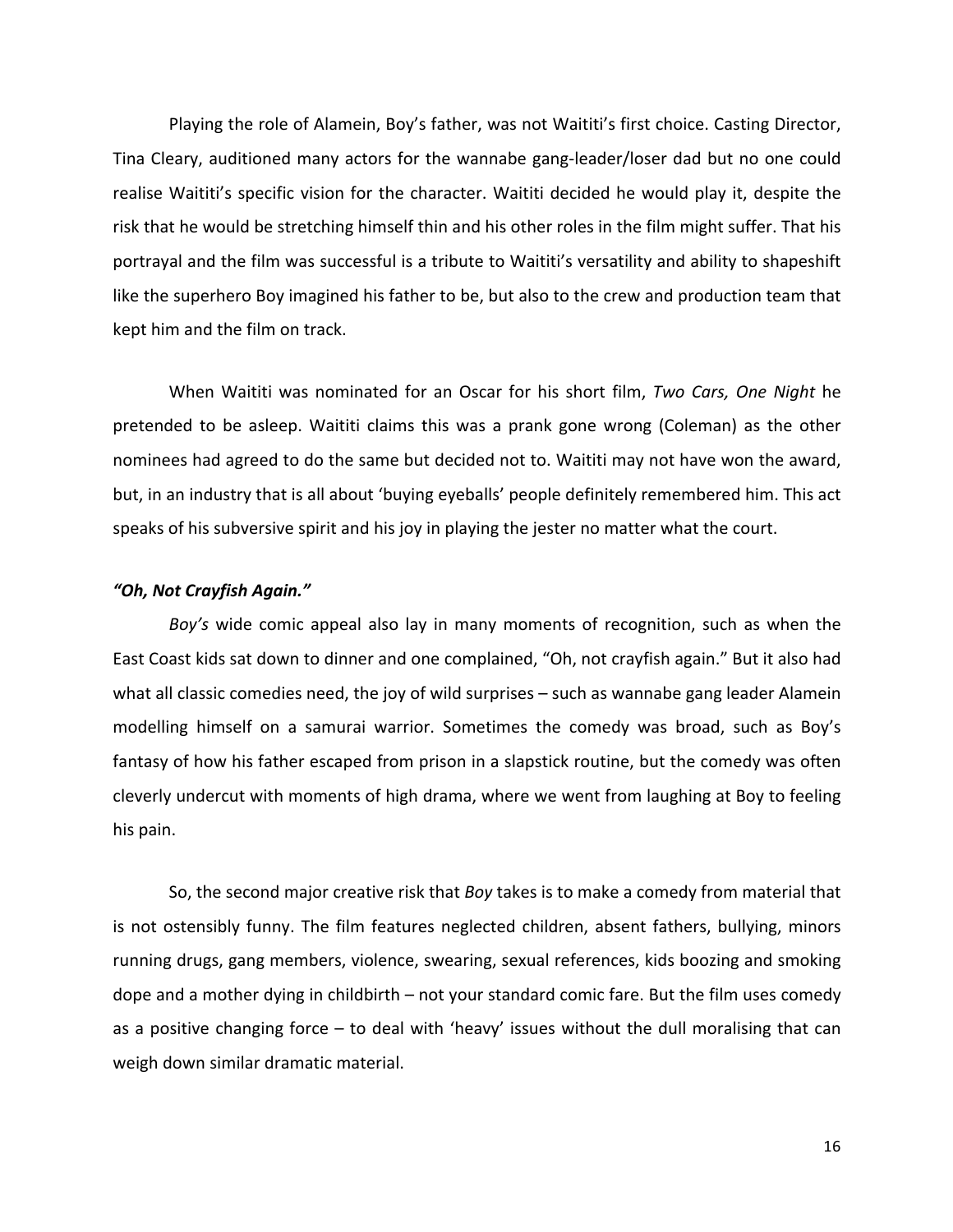Playing the role of Alamein, Boy's father, was not Waititi's first choice. Casting Director, Tina Cleary, auditioned many actors for the wannabe gang-leader/loser dad but no one could realise Waititi's specific vision for the character. Waititi decided he would play it, despite the risk that he would be stretching himself thin and his other roles in the film might suffer. That his portrayal and the film was successful is a tribute to Waititi's versatility and ability to shapeshift like the superhero Boy imagined his father to be, but also to the crew and production team that kept him and the film on track.

When Waititi was nominated for an Oscar for his short film, *Two Cars, One Night* he pretended to be asleep. Waititi claims this was a prank gone wrong (Coleman) as the other nominees had agreed to do the same but decided not to. Waititi may not have won the award, but, in an industry that is all about 'buying eyeballs' people definitely remembered him. This act speaks of his subversive spirit and his joy in playing the jester no matter what the court.

***"Oh, Not Crayfish Again."***

*Boy's* wide comic appeal also lay in many moments of recognition, such as when the East Coast kids sat down to dinner and one complained, "Oh, not crayfish again." But it also had what all classic comedies need, the joy of wild surprises – such as wannabe gang leader Alamein modelling himself on a samurai warrior. Sometimes the comedy was broad, such as Boy's fantasy of how his father escaped from prison in a slapstick routine, but the comedy was often cleverly undercut with moments of high drama, where we went from laughing at Boy to feeling his pain.

So, the second major creative risk that *Boy* takes is to make a comedy from material that is not ostensibly funny. The film features neglected children, absent fathers, bullying, minors running drugs, gang members, violence, swearing, sexual references, kids boozing and smoking dope and a mother dying in childbirth – not your standard comic fare. But the film uses comedy as a positive changing force – to deal with 'heavy' issues without the dull moralising that can weigh down similar dramatic material.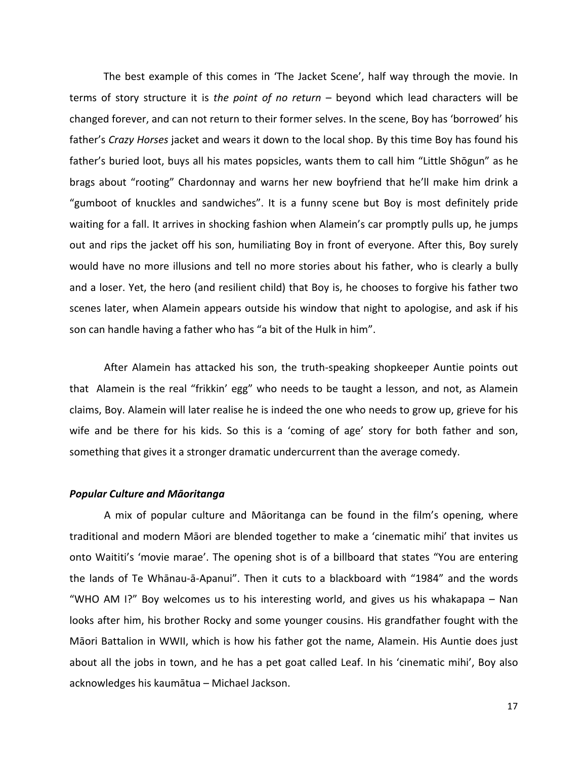The best example of this comes in 'The Jacket Scene', half way through the movie. In terms of story structure it is *the point of no return* – beyond which lead characters will be changed forever, and can not return to their former selves. In the scene, Boy has 'borrowed' his father's *Crazy Horses* jacket and wears it down to the local shop. By this time Boy has found his father's buried loot, buys all his mates popsicles, wants them to call him "Little Shōgun" as he brags about "rooting" Chardonnay and warns her new boyfriend that he'll make him drink a "gumboot of knuckles and sandwiches". It is a funny scene but Boy is most definitely pride waiting for a fall. It arrives in shocking fashion when Alamein's car promptly pulls up, he jumps out and rips the jacket off his son, humiliating Boy in front of everyone. After this, Boy surely would have no more illusions and tell no more stories about his father, who is clearly a bully and a loser. Yet, the hero (and resilient child) that Boy is, he chooses to forgive his father two scenes later, when Alamein appears outside his window that night to apologise, and ask if his son can handle having a father who has "a bit of the Hulk in him".

After Alamein has attacked his son, the truth-speaking shopkeeper Auntie points out that Alamein is the real "frikkin' egg" who needs to be taught a lesson, and not, as Alamein claims, Boy. Alamein will later realise he is indeed the one who needs to grow up, grieve for his wife and be there for his kids. So this is a 'coming of age' story for both father and son, something that gives it a stronger dramatic undercurrent than the average comedy.

### *Popular Culture and Māoritanga*

A mix of popular culture and Māoritanga can be found in the film's opening, where traditional and modern Māori are blended together to make a 'cinematic mihi' that invites us onto Waititi's 'movie marae'. The opening shot is of a billboard that states "You are entering the lands of Te Whānau-ā-Apanui". Then it cuts to a blackboard with "1984" and the words "WHO AM I?" Boy welcomes us to his interesting world, and gives us his whakapapa – Nan looks after him, his brother Rocky and some younger cousins. His grandfather fought with the Māori Battalion in WWII, which is how his father got the name, Alamein. His Auntie does just about all the jobs in town, and he has a pet goat called Leaf. In his 'cinematic mihi', Boy also acknowledges his kaumātua – Michael Jackson.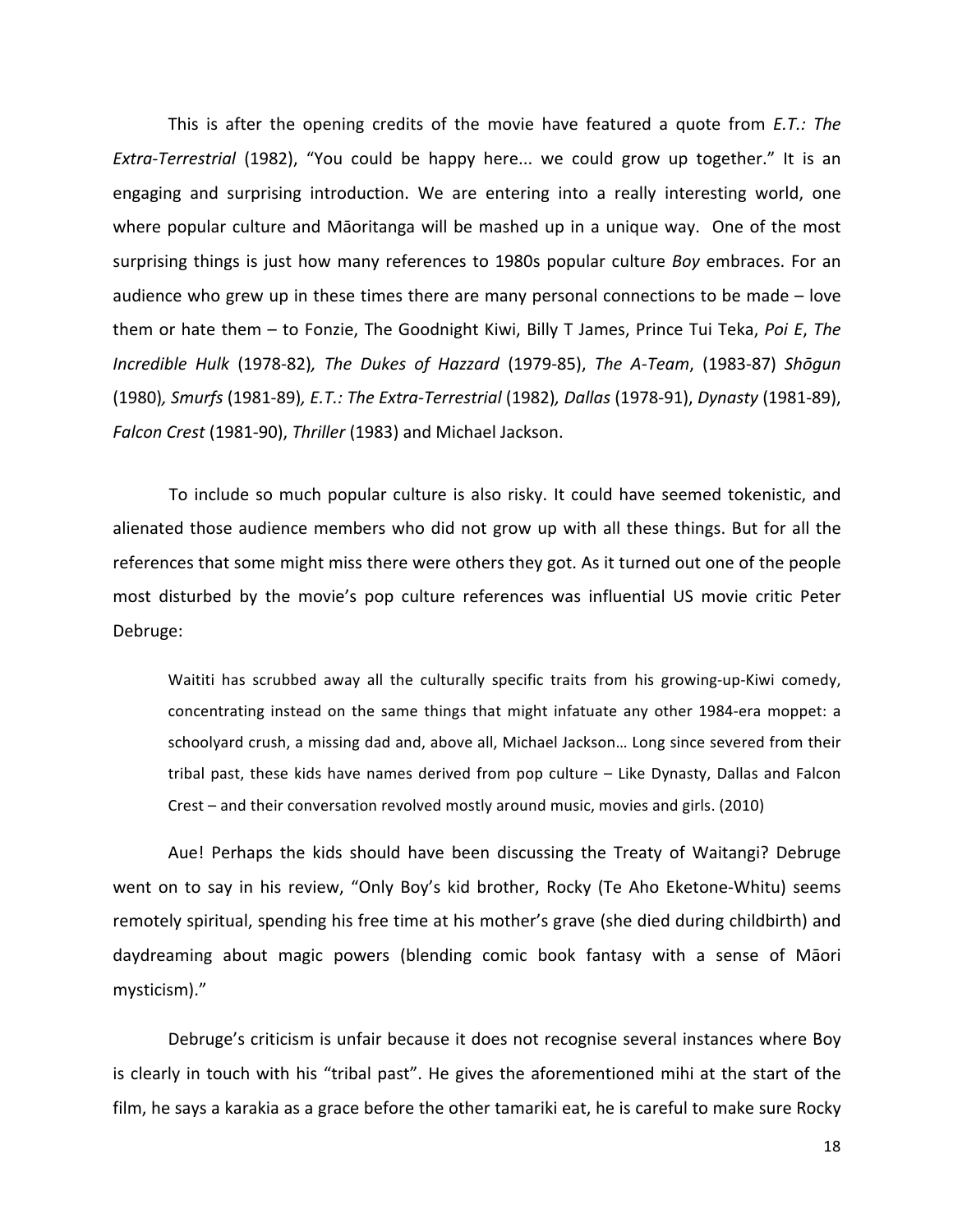This is after the opening credits of the movie have featured a quote from *E.T.: The Extra-Terrestrial* (1982), "You could be happy here... we could grow up together." It is an engaging and surprising introduction. We are entering into a really interesting world, one where popular culture and Māoritanga will be mashed up in a unique way. One of the most surprising things is just how many references to 1980s popular culture *Boy* embraces. For an audience who grew up in these times there are many personal connections to be made – love them or hate them – to Fonzie, The Goodnight Kiwi, Billy T James, Prince Tui Teka, *Poi E*, *The Incredible Hulk* (1978-82), *The Dukes of Hazzard* (1979-85), *The A-Team*, (1983-87) *Shōgun* (1980), *Smurfs* (1981-89), *E.T.: The Extra-Terrestrial* (1982), *Dallas* (1978-91), *Dynasty* (1981-89), *Falcon Crest* (1981-90), *Thriller* (1983) and Michael Jackson.

To include so much popular culture is also risky. It could have seemed tokenistic, and alienated those audience members who did not grow up with all these things. But for all the references that some might miss there were others they got. As it turned out one of the people most disturbed by the movie's pop culture references was influential US movie critic Peter Debruge:

> Waititi has scrubbed away all the culturally specific traits from his growing-up-Kiwi comedy, concentrating instead on the same things that might infatuate any other 1984-era moppet: a schoolyard crush, a missing dad and, above all, Michael Jackson… Long since severed from their tribal past, these kids have names derived from pop culture – Like Dynasty, Dallas and Falcon Crest – and their conversation revolved mostly around music, movies and girls. (2010)

Aue! Perhaps the kids should have been discussing the Treaty of Waitangi? Debruge went on to say in his review, "Only Boy's kid brother, Rocky (Te Aho Eketone-Whitu) seems remotely spiritual, spending his free time at his mother's grave (she died during childbirth) and daydreaming about magic powers (blending comic book fantasy with a sense of Māori mysticism)."

Debruge's criticism is unfair because it does not recognise several instances where Boy is clearly in touch with his "tribal past". He gives the aforementioned mihi at the start of the film, he says a karakia as a grace before the other tamariki eat, he is careful to make sure Rocky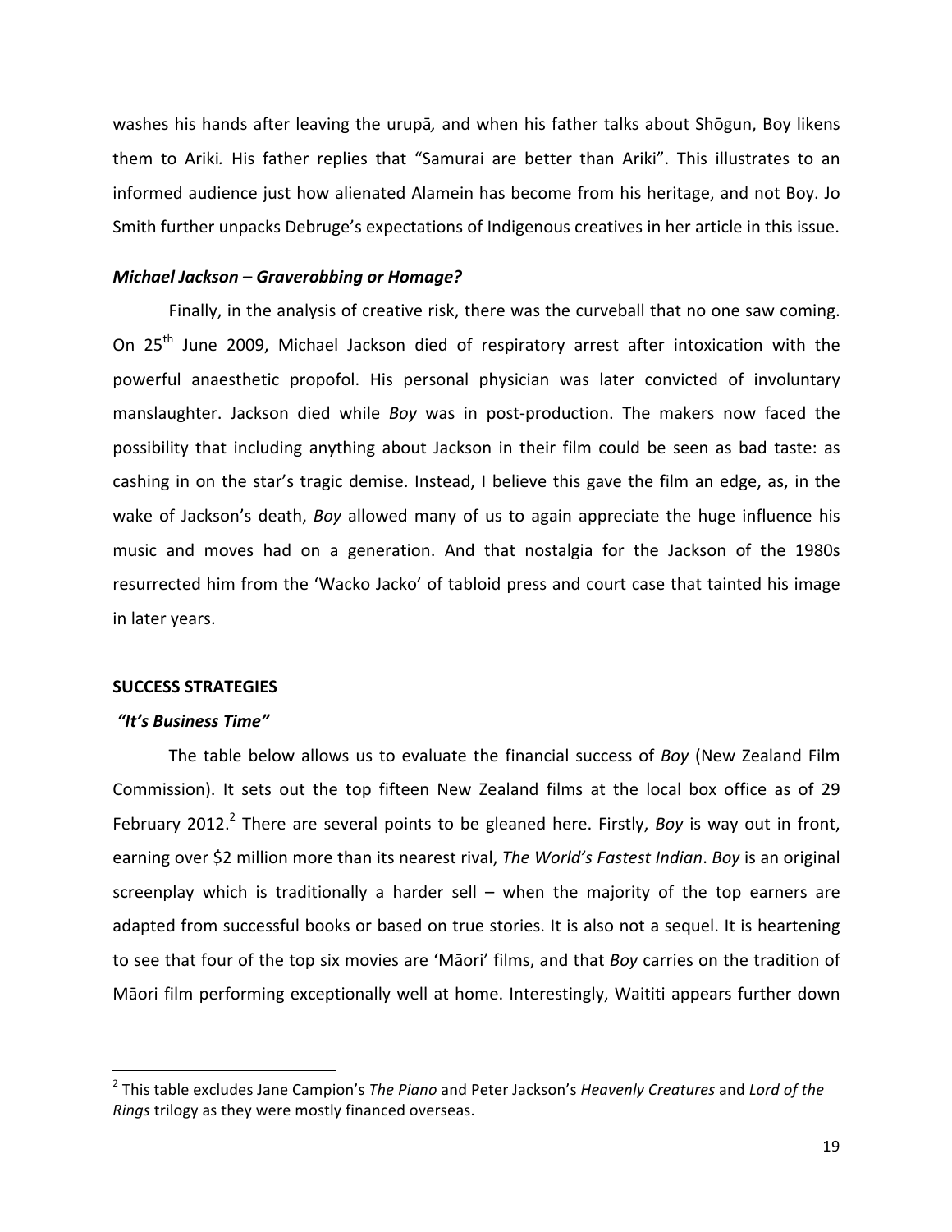washes his hands after leaving the urupā, and when his father talks about Shōgun, Boy likens them to Ariki. His father replies that "Samurai are better than Ariki". This illustrates to an informed audience just how alienated Alamein has become from his heritage, and not Boy. Jo Smith further unpacks Debruge's expectations of Indigenous creatives in her article in this issue.

### *Michael Jackson – Graverobbing or Homage?*

Finally, in the analysis of creative risk, there was the curveball that no one saw coming. On 25th June 2009, Michael Jackson died of respiratory arrest after intoxication with the powerful anaesthetic propofol. His personal physician was later convicted of involuntary manslaughter. Jackson died while *Boy* was in post-production. The makers now faced the possibility that including anything about Jackson in their film could be seen as bad taste: as cashing in on the star's tragic demise. Instead, I believe this gave the film an edge, as, in the wake of Jackson's death, *Boy* allowed many of us to again appreciate the huge influence his music and moves had on a generation. And that nostalgia for the Jackson of the 1980s resurrected him from the 'Wacko Jacko' of tabloid press and court case that tainted his image in later years.

## SUCCESS STRATEGIES

### *"It's Business Time"*

The table below allows us to evaluate the financial success of *Boy* (New Zealand Film Commission). It sets out the top fifteen New Zealand films at the local box office as of 29 February 2012.[2] There are several points to be gleaned here. Firstly, *Boy* is way out in front, earning over $2 million more than its nearest rival, *The World's Fastest Indian*. *Boy* is an original screenplay which is traditionally a harder sell – when the majority of the top earners are adapted from successful books or based on true stories. It is also not a sequel. It is heartening to see that four of the top six movies are 'Māori' films, and that *Boy* carries on the tradition of Māori film performing exceptionally well at home. Interestingly, Waititi appears further down

---

[2] This table excludes Jane Campion's *The Piano* and Peter Jackson's *Heavenly Creatures* and *Lord of the Rings* trilogy as they were mostly financed overseas.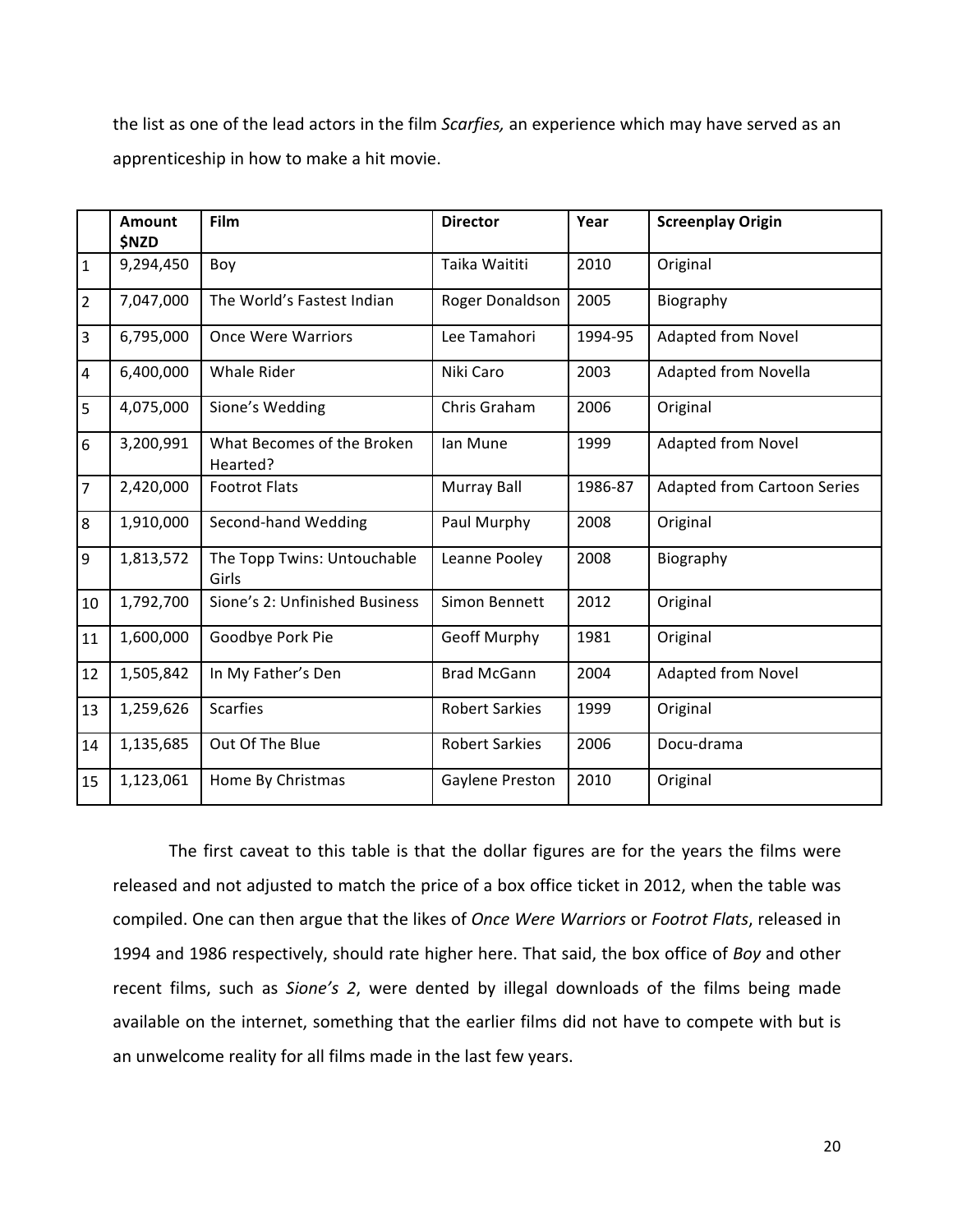the list as one of the lead actors in the film *Scarfies,* an experience which may have served as an apprenticeship in how to make a hit movie.

| | Amount $NZD | Film | Director | Year | Screenplay Origin |
|---|---|---|---|---|---|
| 1 | 9,294,450 | Boy | Taika Waititi | 2010 | Original |
| 2 | 7,047,000 | The World's Fastest Indian | Roger Donaldson | 2005 | Biography |
| 3 | 6,795,000 | Once Were Warriors | Lee Tamahori | 1994-95 | Adapted from Novel |
| 4 | 6,400,000 | Whale Rider | Niki Caro | 2003 | Adapted from Novella |
| 5 | 4,075,000 | Sione's Wedding | Chris Graham | 2006 | Original |
| 6 | 3,200,991 | What Becomes of the Broken Hearted? | Ian Mune | 1999 | Adapted from Novel |
| 7 | 2,420,000 | Footrot Flats | Murray Ball | 1986-87 | Adapted from Cartoon Series |
| 8 | 1,910,000 | Second-hand Wedding | Paul Murphy | 2008 | Original |
| 9 | 1,813,572 | The Topp Twins: Untouchable Girls | Leanne Pooley | 2008 | Biography |
| 10 | 1,792,700 | Sione's 2: Unfinished Business | Simon Bennett | 2012 | Original |
| 11 | 1,600,000 | Goodbye Pork Pie | Geoff Murphy | 1981 | Original |
| 12 | 1,505,842 | In My Father's Den | Brad McGann | 2004 | Adapted from Novel |
| 13 | 1,259,626 | Scarfies | Robert Sarkies | 1999 | Original |
| 14 | 1,135,685 | Out Of The Blue | Robert Sarkies | 2006 | Docu-drama |
| 15 | 1,123,061 | Home By Christmas | Gaylene Preston | 2010 | Original |

The first caveat to this table is that the dollar figures are for the years the films were released and not adjusted to match the price of a box office ticket in 2012, when the table was compiled. One can then argue that the likes of *Once Were Warriors* or *Footrot Flats*, released in 1994 and 1986 respectively, should rate higher here. That said, the box office of *Boy* and other recent films, such as *Sione's 2*, were dented by illegal downloads of the films being made available on the internet, something that the earlier films did not have to compete with but is an unwelcome reality for all films made in the last few years.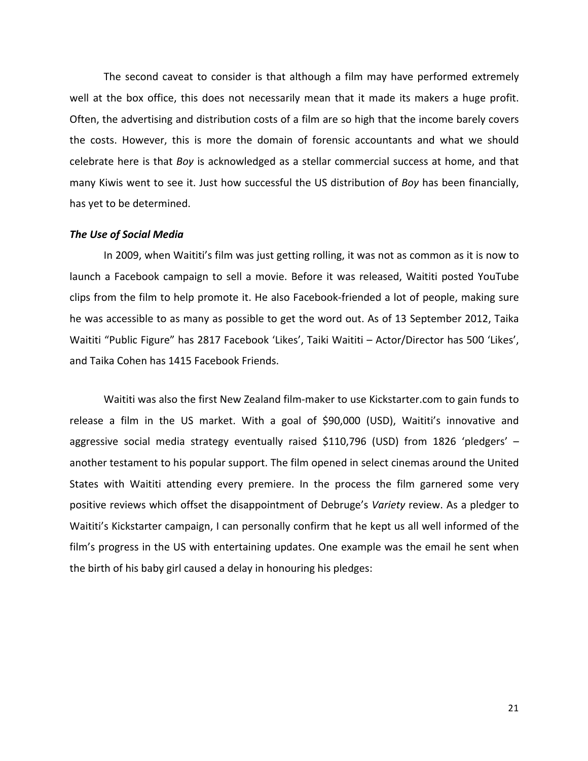The second caveat to consider is that although a film may have performed extremely well at the box office, this does not necessarily mean that it made its makers a huge profit. Often, the advertising and distribution costs of a film are so high that the income barely covers the costs. However, this is more the domain of forensic accountants and what we should celebrate here is that *Boy* is acknowledged as a stellar commercial success at home, and that many Kiwis went to see it. Just how successful the US distribution of *Boy* has been financially, has yet to be determined.

***The Use of Social Media***

In 2009, when Waititi's film was just getting rolling, it was not as common as it is now to launch a Facebook campaign to sell a movie. Before it was released, Waititi posted YouTube clips from the film to help promote it. He also Facebook-friended a lot of people, making sure he was accessible to as many as possible to get the word out. As of 13 September 2012, Taika Waititi "Public Figure" has 2817 Facebook 'Likes', Taiki Waititi – Actor/Director has 500 'Likes', and Taika Cohen has 1415 Facebook Friends.

Waititi was also the first New Zealand film-maker to use Kickstarter.com to gain funds to release a film in the US market. With a goal of $90,000 (USD), Waititi's innovative and aggressive social media strategy eventually raised $110,796 (USD) from 1826 'pledgers' – another testament to his popular support. The film opened in select cinemas around the United States with Waititi attending every premiere. In the process the film garnered some very positive reviews which offset the disappointment of Debruge's *Variety* review. As a pledger to Waititi's Kickstarter campaign, I can personally confirm that he kept us all well informed of the film's progress in the US with entertaining updates. One example was the email he sent when the birth of his baby girl caused a delay in honouring his pledges: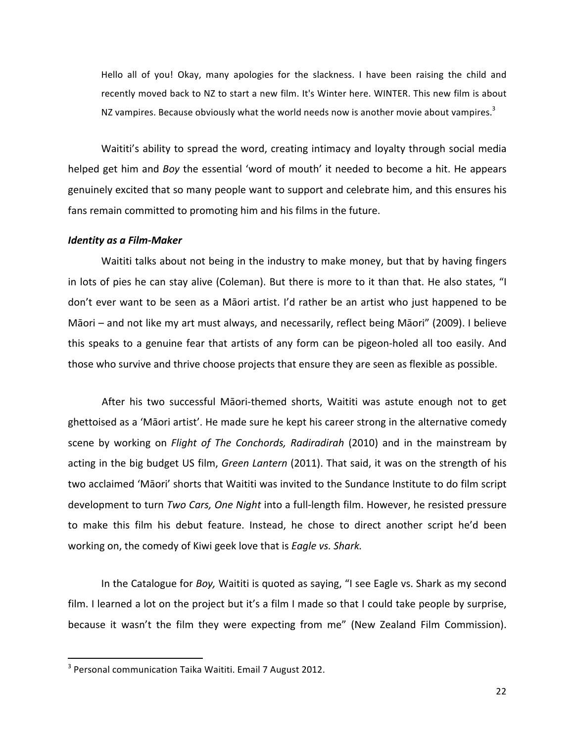> Hello all of you! Okay, many apologies for the slackness. I have been raising the child and recently moved back to NZ to start a new film. It's Winter here. WINTER. This new film is about NZ vampires. Because obviously what the world needs now is another movie about vampires.[3]

Waititi's ability to spread the word, creating intimacy and loyalty through social media helped get him and *Boy* the essential 'word of mouth' it needed to become a hit. He appears genuinely excited that so many people want to support and celebrate him, and this ensures his fans remain committed to promoting him and his films in the future.

***Identity as a Film-Maker***

Waititi talks about not being in the industry to make money, but that by having fingers in lots of pies he can stay alive (Coleman). But there is more to it than that. He also states, "I don't ever want to be seen as a Māori artist. I'd rather be an artist who just happened to be Māori – and not like my art must always, and necessarily, reflect being Māori" (2009). I believe this speaks to a genuine fear that artists of any form can be pigeon-holed all too easily. And those who survive and thrive choose projects that ensure they are seen as flexible as possible.

After his two successful Māori-themed shorts, Waititi was astute enough not to get ghettoised as a 'Māori artist'. He made sure he kept his career strong in the alternative comedy scene by working on *Flight of The Conchords, Radiradirah* (2010) and in the mainstream by acting in the big budget US film, *Green Lantern* (2011). That said, it was on the strength of his two acclaimed 'Māori' shorts that Waititi was invited to the Sundance Institute to do film script development to turn *Two Cars, One Night* into a full-length film. However, he resisted pressure to make this film his debut feature. Instead, he chose to direct another script he'd been working on, the comedy of Kiwi geek love that is *Eagle vs. Shark.*

In the Catalogue for *Boy,* Waititi is quoted as saying, "I see Eagle vs. Shark as my second film. I learned a lot on the project but it's a film I made so that I could take people by surprise, because it wasn't the film they were expecting from me" (New Zealand Film Commission).

---

[3] Personal communication Taika Waititi. Email 7 August 2012.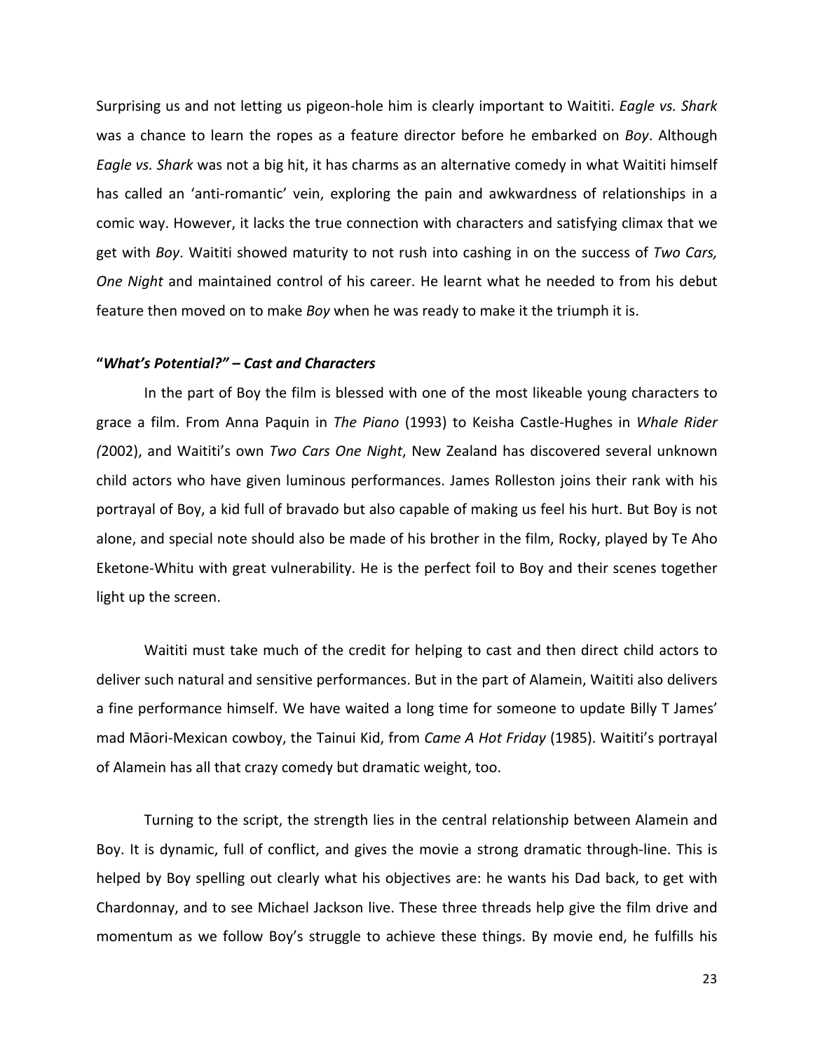Surprising us and not letting us pigeon-hole him is clearly important to Waititi. *Eagle vs. Shark* was a chance to learn the ropes as a feature director before he embarked on *Boy*. Although *Eagle vs. Shark* was not a big hit, it has charms as an alternative comedy in what Waititi himself has called an 'anti-romantic' vein, exploring the pain and awkwardness of relationships in a comic way. However, it lacks the true connection with characters and satisfying climax that we get with *Boy*. Waititi showed maturity to not rush into cashing in on the success of *Two Cars, One Night* and maintained control of his career. He learnt what he needed to from his debut feature then moved on to make *Boy* when he was ready to make it the triumph it is.

### **"*What's Potential?" – Cast and Characters***

In the part of Boy the film is blessed with one of the most likeable young characters to grace a film. From Anna Paquin in *The Piano* (1993) to Keisha Castle-Hughes in *Whale Rider (*2002), and Waititi's own *Two Cars One Night*, New Zealand has discovered several unknown child actors who have given luminous performances. James Rolleston joins their rank with his portrayal of Boy, a kid full of bravado but also capable of making us feel his hurt. But Boy is not alone, and special note should also be made of his brother in the film, Rocky, played by Te Aho Eketone-Whitu with great vulnerability. He is the perfect foil to Boy and their scenes together light up the screen.

Waititi must take much of the credit for helping to cast and then direct child actors to deliver such natural and sensitive performances. But in the part of Alamein, Waititi also delivers a fine performance himself. We have waited a long time for someone to update Billy T James' mad Māori-Mexican cowboy, the Tainui Kid, from *Came A Hot Friday* (1985). Waititi's portrayal of Alamein has all that crazy comedy but dramatic weight, too.

Turning to the script, the strength lies in the central relationship between Alamein and Boy. It is dynamic, full of conflict, and gives the movie a strong dramatic through-line. This is helped by Boy spelling out clearly what his objectives are: he wants his Dad back, to get with Chardonnay, and to see Michael Jackson live. These three threads help give the film drive and momentum as we follow Boy's struggle to achieve these things. By movie end, he fulfills his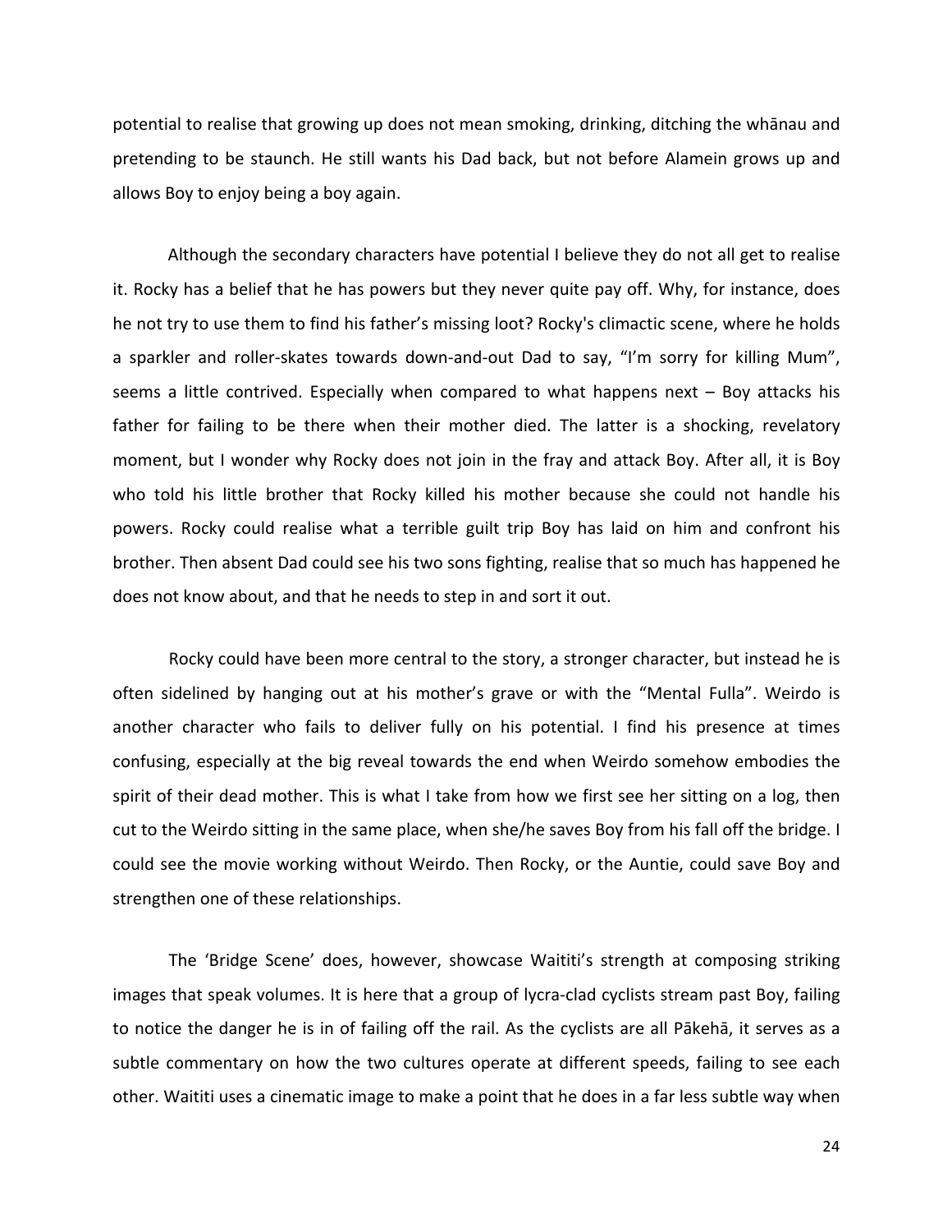potential to realise that growing up does not mean smoking, drinking, ditching the whānau and pretending to be staunch. He still wants his Dad back, but not before Alamein grows up and allows Boy to enjoy being a boy again.

Although the secondary characters have potential I believe they do not all get to realise it. Rocky has a belief that he has powers but they never quite pay off. Why, for instance, does he not try to use them to find his father's missing loot? Rocky's climactic scene, where he holds a sparkler and roller-skates towards down-and-out Dad to say, "I'm sorry for killing Mum", seems a little contrived. Especially when compared to what happens next – Boy attacks his father for failing to be there when their mother died. The latter is a shocking, revelatory moment, but I wonder why Rocky does not join in the fray and attack Boy. After all, it is Boy who told his little brother that Rocky killed his mother because she could not handle his powers. Rocky could realise what a terrible guilt trip Boy has laid on him and confront his brother. Then absent Dad could see his two sons fighting, realise that so much has happened he does not know about, and that he needs to step in and sort it out.

Rocky could have been more central to the story, a stronger character, but instead he is often sidelined by hanging out at his mother's grave or with the "Mental Fulla". Weirdo is another character who fails to deliver fully on his potential. I find his presence at times confusing, especially at the big reveal towards the end when Weirdo somehow embodies the spirit of their dead mother. This is what I take from how we first see her sitting on a log, then cut to the Weirdo sitting in the same place, when she/he saves Boy from his fall off the bridge. I could see the movie working without Weirdo. Then Rocky, or the Auntie, could save Boy and strengthen one of these relationships.

The 'Bridge Scene' does, however, showcase Waititi's strength at composing striking images that speak volumes. It is here that a group of lycra-clad cyclists stream past Boy, failing to notice the danger he is in of failing off the rail. As the cyclists are all Pākehā, it serves as a subtle commentary on how the two cultures operate at different speeds, failing to see each other. Waititi uses a cinematic image to make a point that he does in a far less subtle way when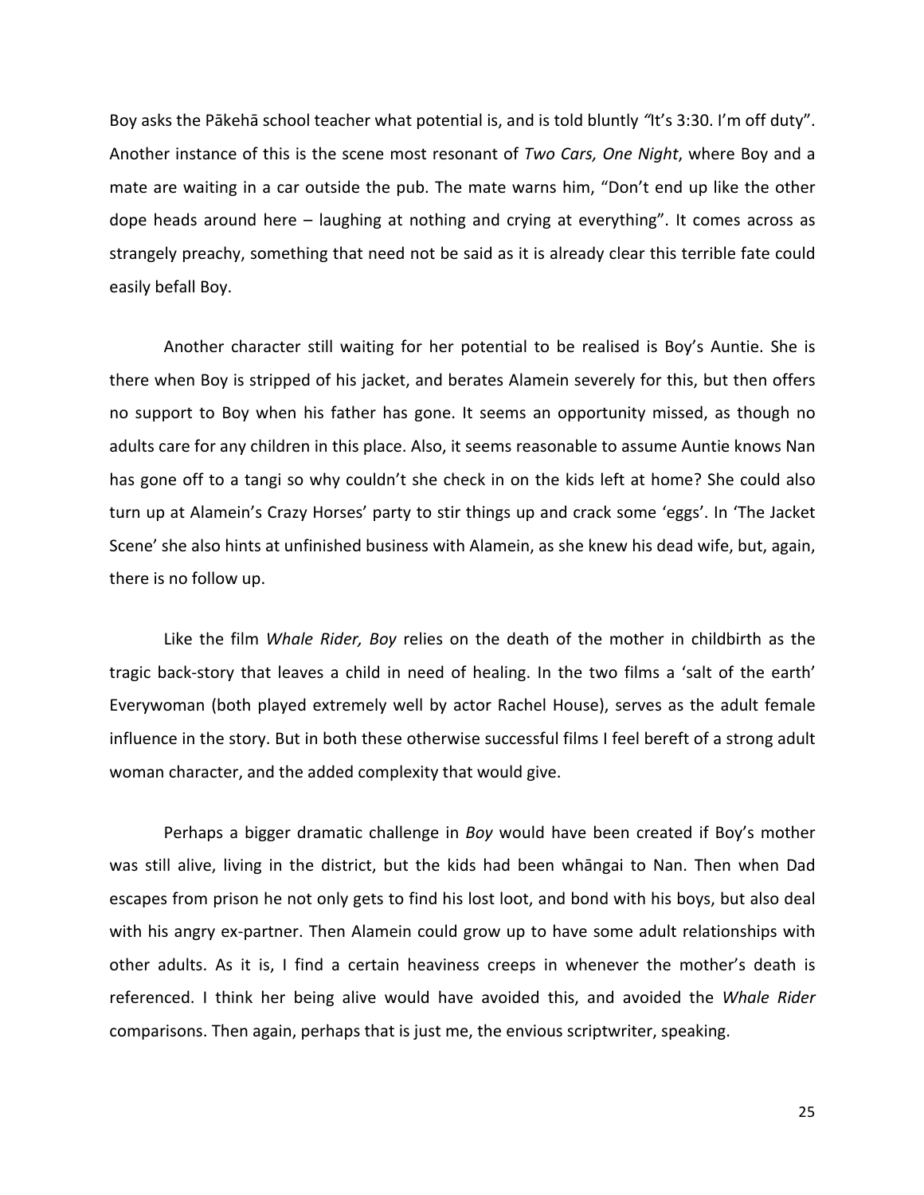Boy asks the Pākehā school teacher what potential is, and is told bluntly "It's 3:30. I'm off duty". Another instance of this is the scene most resonant of *Two Cars, One Night*, where Boy and a mate are waiting in a car outside the pub. The mate warns him, "Don't end up like the other dope heads around here – laughing at nothing and crying at everything". It comes across as strangely preachy, something that need not be said as it is already clear this terrible fate could easily befall Boy.

Another character still waiting for her potential to be realised is Boy's Auntie. She is there when Boy is stripped of his jacket, and berates Alamein severely for this, but then offers no support to Boy when his father has gone. It seems an opportunity missed, as though no adults care for any children in this place. Also, it seems reasonable to assume Auntie knows Nan has gone off to a tangi so why couldn't she check in on the kids left at home? She could also turn up at Alamein's Crazy Horses' party to stir things up and crack some 'eggs'. In 'The Jacket Scene' she also hints at unfinished business with Alamein, as she knew his dead wife, but, again, there is no follow up.

Like the film *Whale Rider, Boy* relies on the death of the mother in childbirth as the tragic back-story that leaves a child in need of healing. In the two films a 'salt of the earth' Everywoman (both played extremely well by actor Rachel House), serves as the adult female influence in the story. But in both these otherwise successful films I feel bereft of a strong adult woman character, and the added complexity that would give.

Perhaps a bigger dramatic challenge in *Boy* would have been created if Boy's mother was still alive, living in the district, but the kids had been whāngai to Nan. Then when Dad escapes from prison he not only gets to find his lost loot, and bond with his boys, but also deal with his angry ex-partner. Then Alamein could grow up to have some adult relationships with other adults. As it is, I find a certain heaviness creeps in whenever the mother's death is referenced. I think her being alive would have avoided this, and avoided the *Whale Rider* comparisons. Then again, perhaps that is just me, the envious scriptwriter, speaking.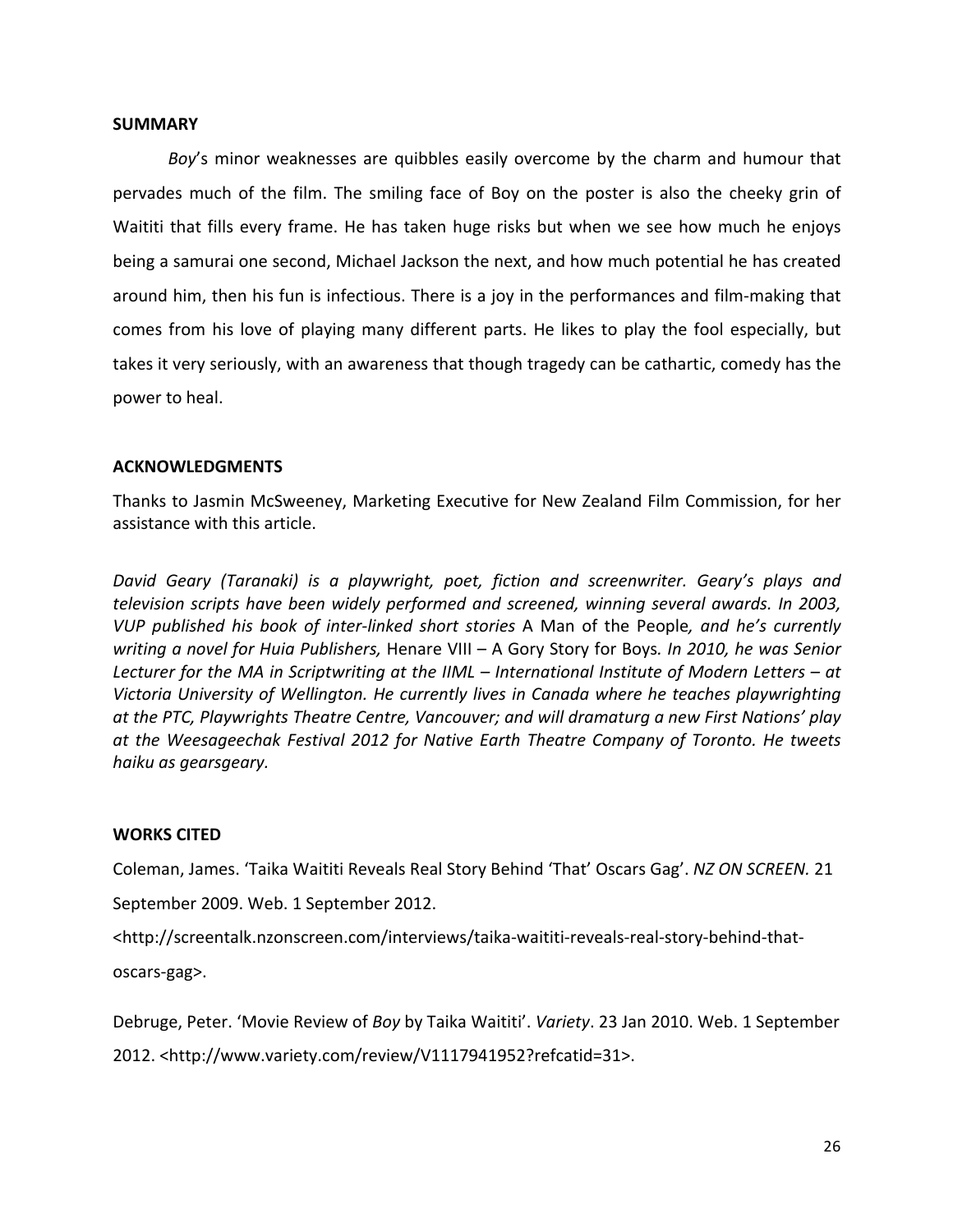## SUMMARY

*Boy*'s minor weaknesses are quibbles easily overcome by the charm and humour that pervades much of the film. The smiling face of Boy on the poster is also the cheeky grin of Waititi that fills every frame. He has taken huge risks but when we see how much he enjoys being a samurai one second, Michael Jackson the next, and how much potential he has created around him, then his fun is infectious. There is a joy in the performances and film-making that comes from his love of playing many different parts. He likes to play the fool especially, but takes it very seriously, with an awareness that though tragedy can be cathartic, comedy has the power to heal.

## ACKNOWLEDGMENTS

Thanks to Jasmin McSweeney, Marketing Executive for New Zealand Film Commission, for her assistance with this article.

*David Geary (Taranaki) is a playwright, poet, fiction and screenwriter. Geary's plays and television scripts have been widely performed and screened, winning several awards. In 2003, VUP published his book of inter-linked short stories* A Man of the People*, and he's currently writing a novel for Huia Publishers,* Henare VIII – A Gory Story for Boys*. In 2010, he was Senior Lecturer for the MA in Scriptwriting at the IIML – International Institute of Modern Letters – at Victoria University of Wellington. He currently lives in Canada where he teaches playwrighting at the PTC, Playwrights Theatre Centre, Vancouver; and will dramaturg a new First Nations' play at the Weesageechak Festival 2012 for Native Earth Theatre Company of Toronto. He tweets haiku as gearsgeary.*

## WORKS CITED

Coleman, James. 'Taika Waititi Reveals Real Story Behind 'That' Oscars Gag'. *NZ ON SCREEN.* 21 September 2009. Web. 1 September 2012. <http://screentalk.nzonscreen.com/interviews/taika-waititi-reveals-real-story-behind-that-oscars-gag>.

Debruge, Peter. 'Movie Review of *Boy* by Taika Waititi'. *Variety*. 23 Jan 2010. Web. 1 September 2012. <http://www.variety.com/review/V1117941952?refcatid=31>.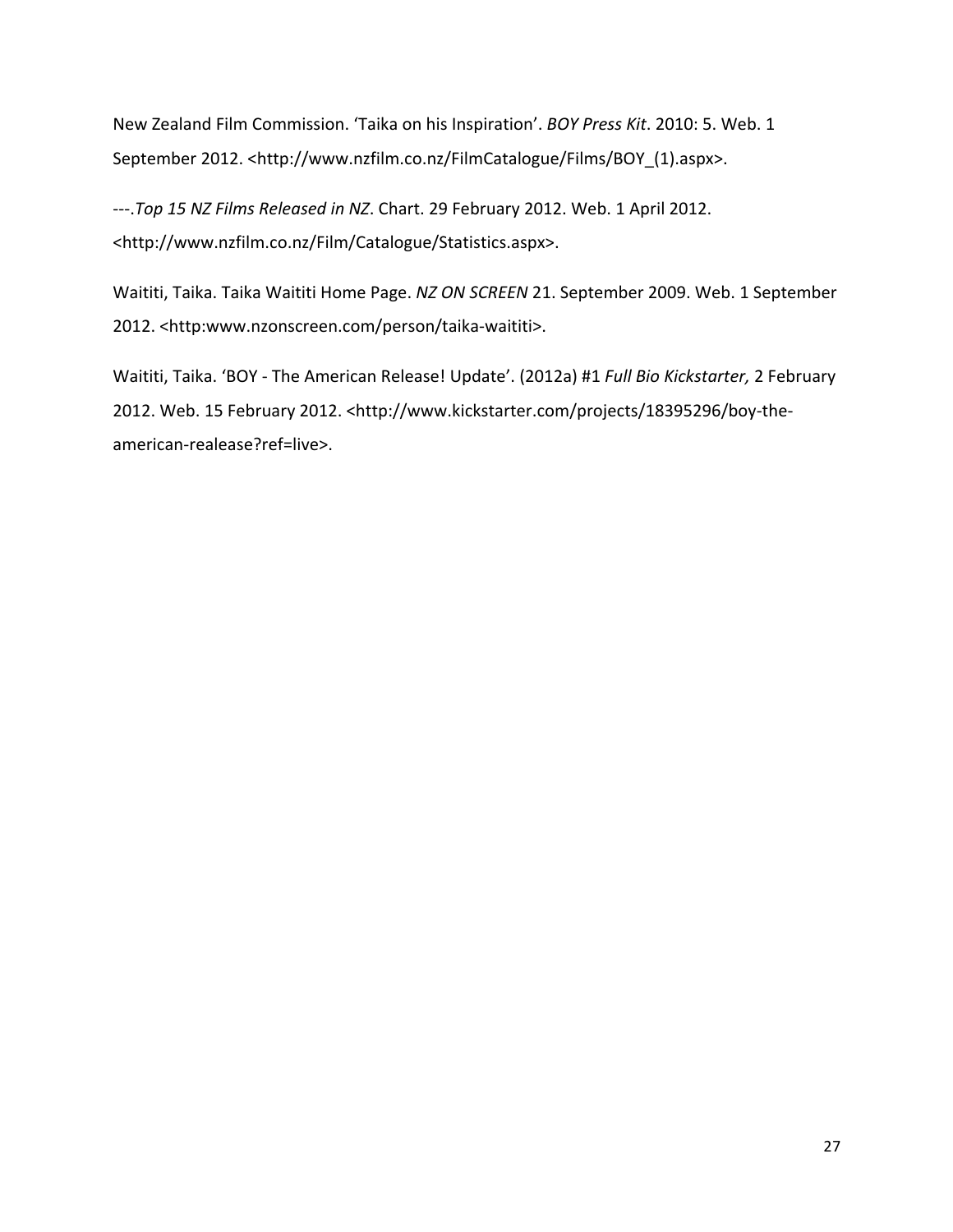New Zealand Film Commission. ‘Taika on his Inspiration’. *BOY Press Kit*. 2010: 5. Web. 1 September 2012. <http://www.nzfilm.co.nz/FilmCatalogue/Films/BOY_(1).aspx>.

---.*Top 15 NZ Films Released in NZ*. Chart. 29 February 2012. Web. 1 April 2012. <http://www.nzfilm.co.nz/Film/Catalogue/Statistics.aspx>.

Waititi, Taika. Taika Waititi Home Page. *NZ ON SCREEN* 21. September 2009. Web. 1 September 2012. <http:www.nzonscreen.com/person/taika-waititi>.

Waititi, Taika. ‘BOY - The American Release! Update’. (2012a) #1 *Full Bio Kickstarter,* 2 February 2012. Web. 15 February 2012. <http://www.kickstarter.com/projects/18395296/boy-the-american-realease?ref=live>.